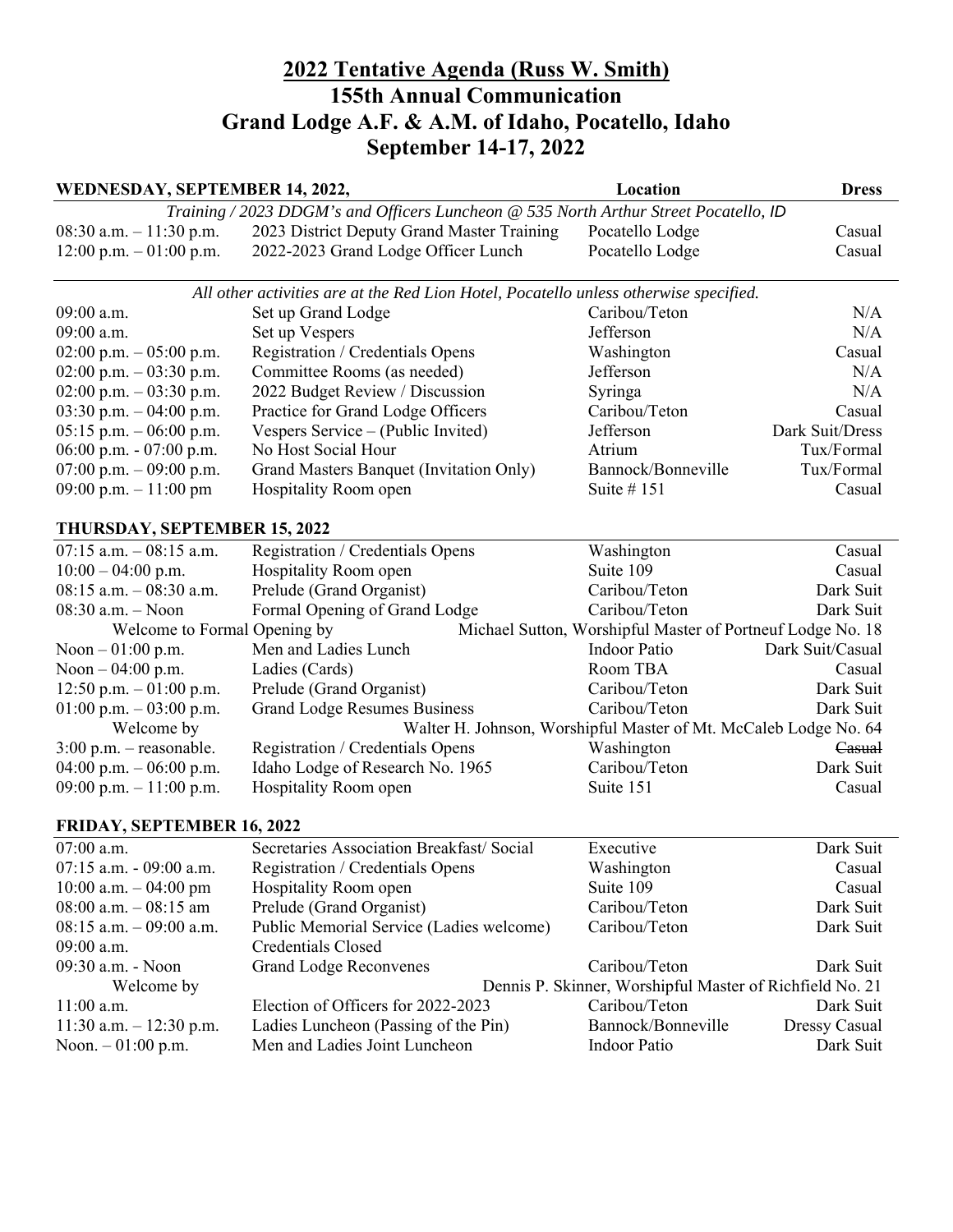# 2022 Tentative Agenda (Russ W. Smith)
# 155th Annual Communication
# Grand Lodge A.F. & A.M. of Idaho, Pocatello, Idaho
# September 14-17, 2022

| WEDNESDAY, SEPTEMBER 14, 2022, | | Location | Dress |
|---|---|---|---|
| *Training / 2023 DDGM's and Officers Luncheon @ 535 North Arthur Street Pocatello, ID* | | | |
| 08:30 a.m. – 11:30 p.m. | 2023 District Deputy Grand Master Training | Pocatello Lodge | Casual |
| 12:00 p.m. – 01:00 p.m. | 2022-2023 Grand Lodge Officer Lunch | Pocatello Lodge | Casual |
| *All other activities are at the Red Lion Hotel, Pocatello unless otherwise specified.* | | | |
| 09:00 a.m. | Set up Grand Lodge | Caribou/Teton | N/A |
| 09:00 a.m. | Set up Vespers | Jefferson | N/A |
| 02:00 p.m. – 05:00 p.m. | Registration / Credentials Opens | Washington | Casual |
| 02:00 p.m. – 03:30 p.m. | Committee Rooms (as needed) | Jefferson | N/A |
| 02:00 p.m. – 03:30 p.m. | 2022 Budget Review / Discussion | Syringa | N/A |
| 03:30 p.m. – 04:00 p.m. | Practice for Grand Lodge Officers | Caribou/Teton | Casual |
| 05:15 p.m. – 06:00 p.m. | Vespers Service – (Public Invited) | Jefferson | Dark Suit/Dress |
| 06:00 p.m. - 07:00 p.m. | No Host Social Hour | Atrium | Tux/Formal |
| 07:00 p.m. – 09:00 p.m. | Grand Masters Banquet (Invitation Only) | Bannock/Bonneville | Tux/Formal |
| 09:00 p.m. – 11:00 pm | Hospitality Room open | Suite # 151 | Casual |

| THURSDAY, SEPTEMBER 15, 2022 | | | |
|---|---|---|---|
| 07:15 a.m. – 08:15 a.m. | Registration / Credentials Opens | Washington | Casual |
| 10:00 – 04:00 p.m. | Hospitality Room open | Suite 109 | Casual |
| 08:15 a.m. – 08:30 a.m. | Prelude (Grand Organist) | Caribou/Teton | Dark Suit |
| 08:30 a.m. – Noon | Formal Opening of Grand Lodge | Caribou/Teton | Dark Suit |
| Welcome to Formal Opening by | Michael Sutton, Worshipful Master of Portneuf Lodge No. 18 | | |
| Noon – 01:00 p.m. | Men and Ladies Lunch | Indoor Patio | Dark Suit/Casual |
| Noon – 04:00 p.m. | Ladies (Cards) | Room TBA | Casual |
| 12:50 p.m. – 01:00 p.m. | Prelude (Grand Organist) | Caribou/Teton | Dark Suit |
| 01:00 p.m. – 03:00 p.m. | Grand Lodge Resumes Business | Caribou/Teton | Dark Suit |
| Welcome by | Walter H. Johnson, Worshipful Master of Mt. McCaleb Lodge No. 64 | | |
| 3:00 p.m. – reasonable. | Registration / Credentials Opens | Washington | ~~Casual~~ |
| 04:00 p.m. – 06:00 p.m. | Idaho Lodge of Research No. 1965 | Caribou/Teton | Dark Suit |
| 09:00 p.m. – 11:00 p.m. | Hospitality Room open | Suite 151 | Casual |

| FRIDAY, SEPTEMBER 16, 2022 | | | |
|---|---|---|---|
| 07:00 a.m. | Secretaries Association Breakfast/ Social | Executive | Dark Suit |
| 07:15 a.m. - 09:00 a.m. | Registration / Credentials Opens | Washington | Casual |
| 10:00 a.m. – 04:00 pm | Hospitality Room open | Suite 109 | Casual |
| 08:00 a.m. – 08:15 am | Prelude (Grand Organist) | Caribou/Teton | Dark Suit |
| 08:15 a.m. – 09:00 a.m. | Public Memorial Service (Ladies welcome) | Caribou/Teton | Dark Suit |
| 09:00 a.m. | Credentials Closed | | |
| 09:30 a.m. - Noon | Grand Lodge Reconvenes | Caribou/Teton | Dark Suit |
| Welcome by | Dennis P. Skinner, Worshipful Master of Richfield No. 21 | | |
| 11:00 a.m. | Election of Officers for 2022-2023 | Caribou/Teton | Dark Suit |
| 11:30 a.m. – 12:30 p.m. | Ladies Luncheon (Passing of the Pin) | Bannock/Bonneville | Dressy Casual |
| Noon. – 01:00 p.m. | Men and Ladies Joint Luncheon | Indoor Patio | Dark Suit |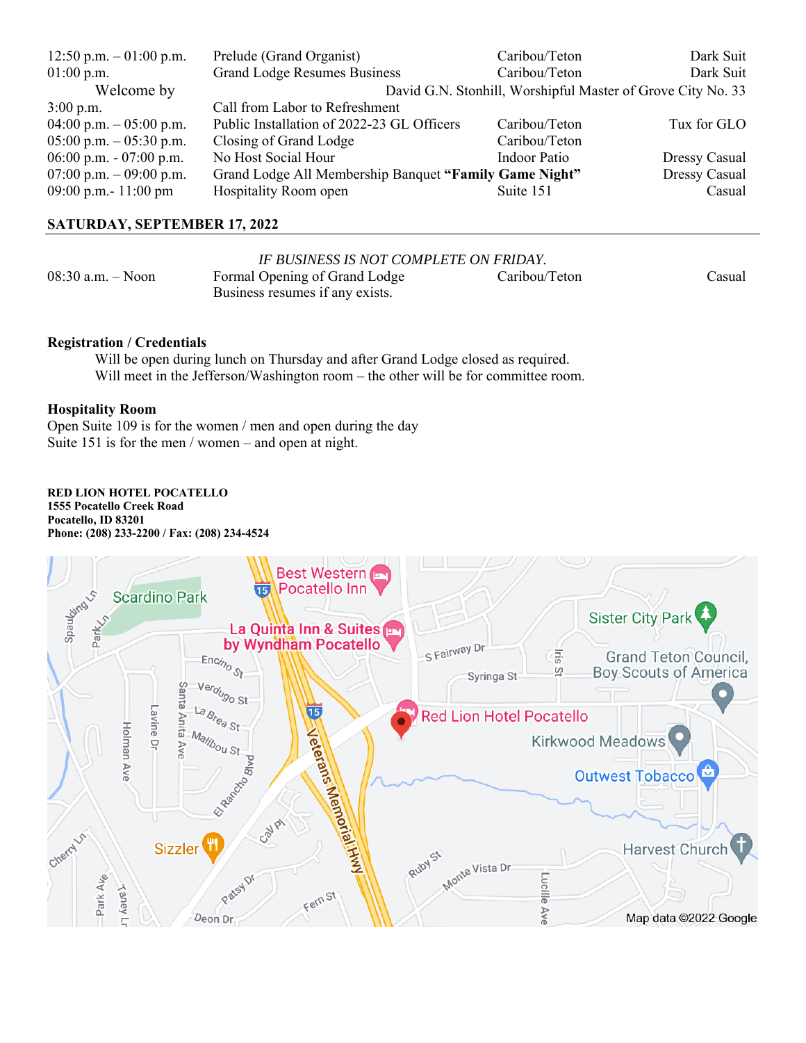| | | | |
|---|---|---|---|
| 12:50 p.m. – 01:00 p.m. | Prelude (Grand Organist) | Caribou/Teton | Dark Suit |
| 01:00 p.m. | Grand Lodge Resumes Business | Caribou/Teton | Dark Suit |
| Welcome by | David G.N. Stonhill, Worshipful Master of Grove City No. 33 | | |
| 3:00 p.m. | Call from Labor to Refreshment | | |
| 04:00 p.m. – 05:00 p.m. | Public Installation of 2022-23 GL Officers | Caribou/Teton | Tux for GLO |
| 05:00 p.m. – 05:30 p.m. | Closing of Grand Lodge | Caribou/Teton | |
| 06:00 p.m. - 07:00 p.m. | No Host Social Hour | Indoor Patio | Dressy Casual |
| 07:00 p.m. – 09:00 p.m. | Grand Lodge All Membership Banquet **"Family Game Night"** | | Dressy Casual |
| 09:00 p.m.- 11:00 pm | Hospitality Room open | Suite 151 | Casual |

**SATURDAY, SEPTEMBER 17, 2022**

*IF BUSINESS IS NOT COMPLETE ON FRIDAY.*

| | | | |
|---|---|---|---|
| 08:30 a.m. – Noon | Formal Opening of Grand Lodge<br>Business resumes if any exists. | Caribou/Teton | Casual |

**Registration / Credentials**

Will be open during lunch on Thursday and after Grand Lodge closed as required.
Will meet in the Jefferson/Washington room – the other will be for committee room.

**Hospitality Room**

Open Suite 109 is for the women / men and open during the day
Suite 151 is for the men / women – and open at night.

**RED LION HOTEL POCATELLO**
**1555 Pocatello Creek Road**
**Pocatello, ID 83201**
**Phone: (208) 233-2200 / Fax: (208) 234-4524**

Map data ©2022 Google